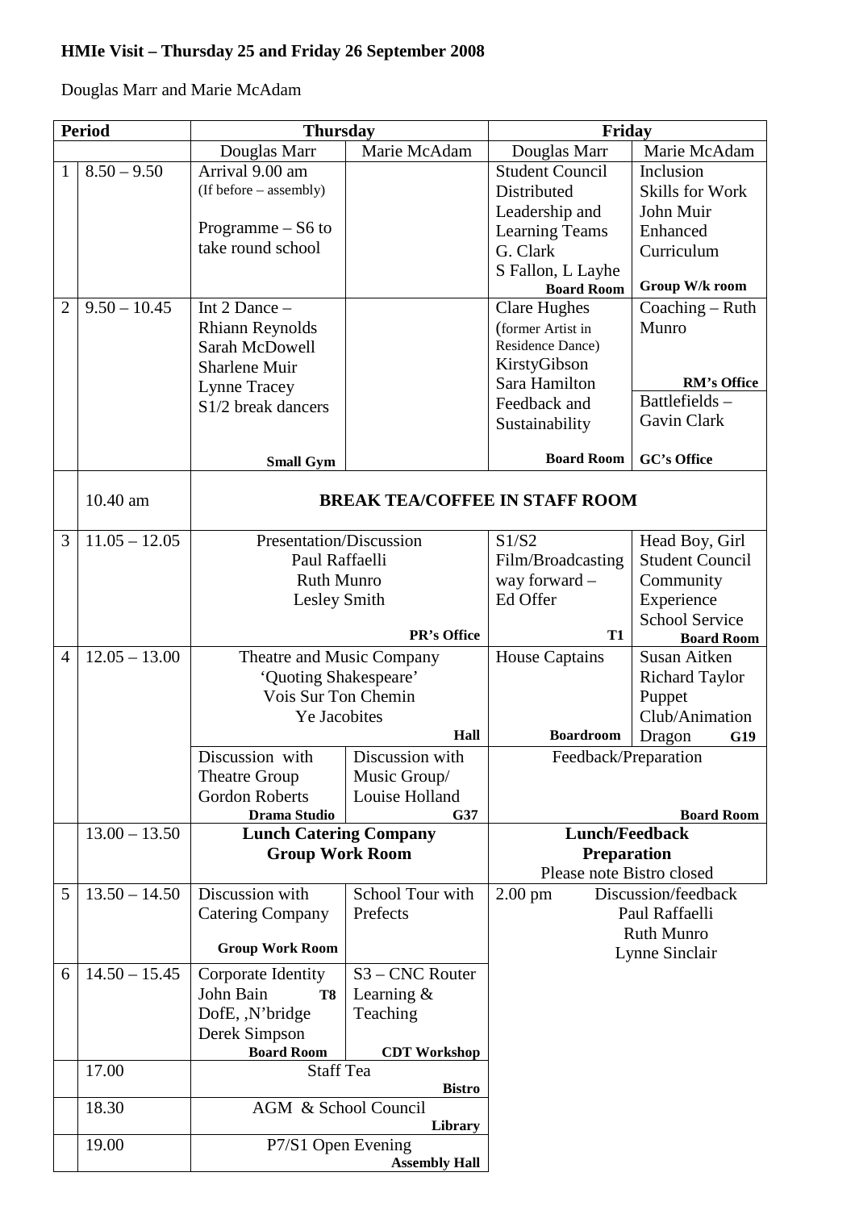**HMIe Visit – Thursday 25 and Friday 26 September 2008**

Douglas Marr and Marie McAdam

| Period | | Thursday | | Friday | |
|---|---|---|---|---|---|
| | | Douglas Marr | Marie McAdam | Douglas Marr | Marie McAdam |
| 1 | 8.50 – 9.50 | Arrival 9.00 am (If before – assembly) Programme – S6 to take round school | | Student Council Distributed Leadership and Learning Teams G. Clark S Fallon, L Layhe **Board Room** | Inclusion Skills for Work John Muir Enhanced Curriculum **Group W/k room** |
| 2 | 9.50 – 10.45 | Int 2 Dance – Rhiann Reynolds Sarah McDowell Sharlene Muir Lynne Tracey S1/2 break dancers **Small Gym** | | Clare Hughes (former Artist in Residence Dance) KirstyGibson Sara Hamilton Feedback and Sustainability **Board Room** | Coaching – Ruth Munro **RM's Office** Battlefields – Gavin Clark **GC's Office** |
| | 10.40 am | **BREAK TEA/COFFEE IN STAFF ROOM** | | | |
| 3 | 11.05 – 12.05 | Presentation/Discussion Paul Raffaelli Ruth Munro Lesley Smith **PR's Office** | | S1/S2 Film/Broadcasting way forward – Ed Offer **T1** | Head Boy, Girl Student Council Community Experience School Service **Board Room** |
| 4 | 12.05 – 13.00 | Theatre and Music Company 'Quoting Shakespeare' Vois Sur Ton Chemin Ye Jacobites **Hall** | | House Captains **Boardroom** | Susan Aitken Richard Taylor Puppet Club/Animation Dragon **G19** |
| | | Discussion with Theatre Group Gordon Roberts **Drama Studio** | Discussion with Music Group/ Louise Holland **G37** | Feedback/Preparation **Board Room** | |
| | 13.00 – 13.50 | **Lunch Catering Company Group Work Room** | | **Lunch/Feedback Preparation** Please note Bistro closed | |
| 5 | 13.50 – 14.50 | Discussion with Catering Company **Group Work Room** | School Tour with Prefects | 2.00 pm Discussion/feedback Paul Raffaelli Ruth Munro Lynne Sinclair | |
| 6 | 14.50 – 15.45 | Corporate Identity John Bain **T8** DofE, ,N'bridge Derek Simpson **Board Room** | S3 – CNC Router Learning & Teaching **CDT Workshop** | | |
| | 17.00 | Staff Tea **Bistro** | | | |
| | 18.30 | AGM & School Council **Library** | | | |
| | 19.00 | P7/S1 Open Evening **Assembly Hall** | | | |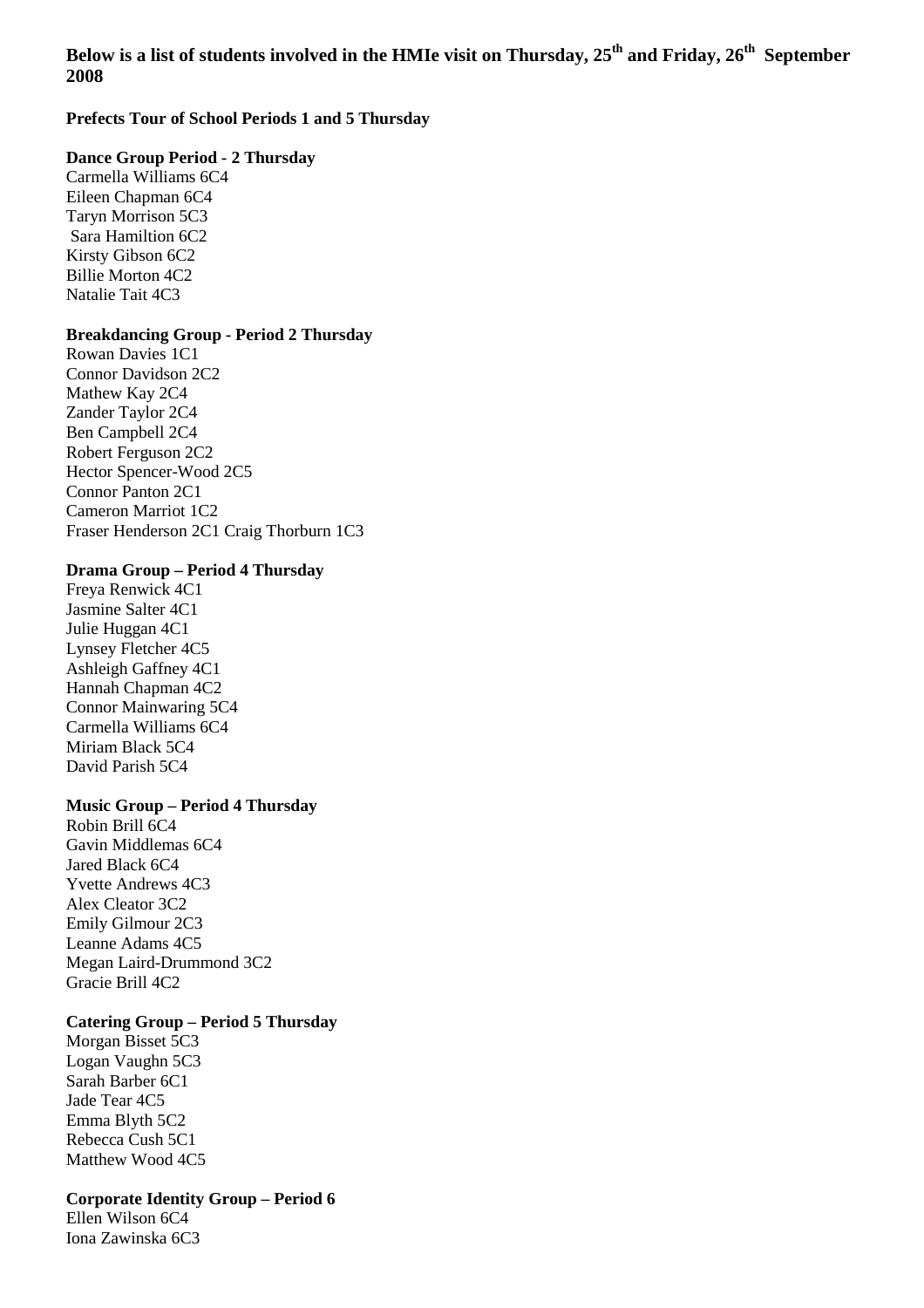**Below is a list of students involved in the HMIe visit on Thursday, 25th and Friday, 26th September 2008**

**Prefects Tour of School Periods 1 and 5 Thursday**

**Dance Group Period - 2 Thursday**

Carmella Williams 6C4
Eileen Chapman 6C4
Taryn Morrison 5C3
Sara Hamiltion 6C2
Kirsty Gibson 6C2
Billie Morton 4C2
Natalie Tait 4C3

**Breakdancing Group - Period 2 Thursday**

Rowan Davies 1C1
Connor Davidson 2C2
Mathew Kay 2C4
Zander Taylor 2C4
Ben Campbell 2C4
Robert Ferguson 2C2
Hector Spencer-Wood 2C5
Connor Panton 2C1
Cameron Marriot 1C2
Fraser Henderson 2C1 Craig Thorburn 1C3

**Drama Group – Period 4 Thursday**

Freya Renwick 4C1
Jasmine Salter 4C1
Julie Huggan 4C1
Lynsey Fletcher 4C5
Ashleigh Gaffney 4C1
Hannah Chapman 4C2
Connor Mainwaring 5C4
Carmella Williams 6C4
Miriam Black 5C4
David Parish 5C4

**Music Group – Period 4 Thursday**

Robin Brill 6C4
Gavin Middlemas 6C4
Jared Black 6C4
Yvette Andrews 4C3
Alex Cleator 3C2
Emily Gilmour 2C3
Leanne Adams 4C5
Megan Laird-Drummond 3C2
Gracie Brill 4C2

**Catering Group – Period 5 Thursday**

Morgan Bisset 5C3
Logan Vaughn 5C3
Sarah Barber 6C1
Jade Tear 4C5
Emma Blyth 5C2
Rebecca Cush 5C1
Matthew Wood 4C5

**Corporate Identity Group – Period 6**

Ellen Wilson 6C4
Iona Zawinska 6C3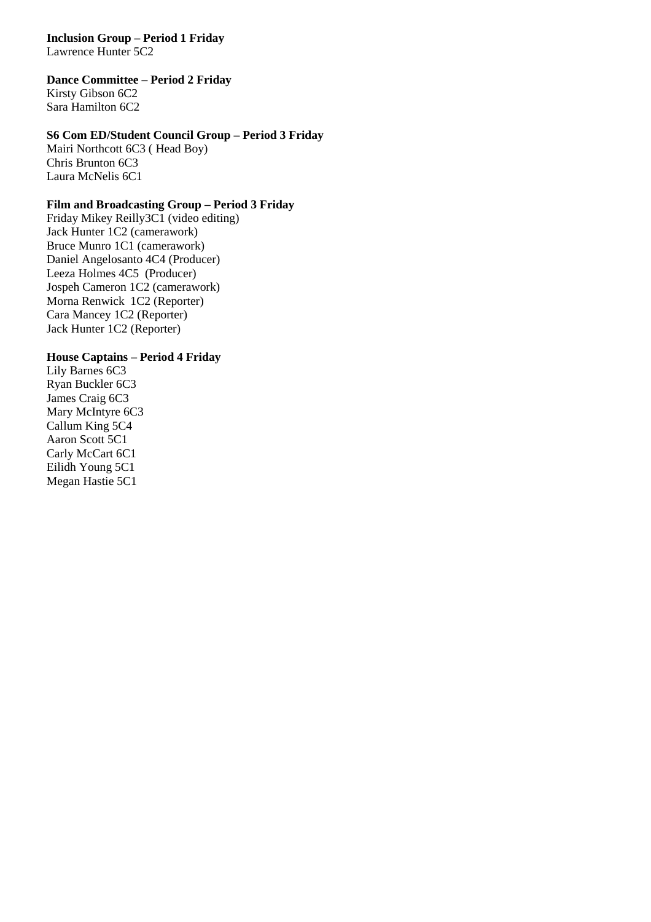**Inclusion Group – Period 1 Friday**
Lawrence Hunter 5C2

**Dance Committee – Period 2 Friday**
Kirsty Gibson 6C2
Sara Hamilton 6C2

**S6 Com ED/Student Council Group – Period 3 Friday**
Mairi Northcott 6C3 ( Head Boy)
Chris Brunton 6C3
Laura McNelis 6C1

**Film and Broadcasting Group – Period 3 Friday**
Friday Mikey Reilly3C1 (video editing)
Jack Hunter 1C2 (camerawork)
Bruce Munro 1C1 (camerawork)
Daniel Angelosanto 4C4 (Producer)
Leeza Holmes 4C5 (Producer)
Jospeh Cameron 1C2 (camerawork)
Morna Renwick 1C2 (Reporter)
Cara Mancey 1C2 (Reporter)
Jack Hunter 1C2 (Reporter)

**House Captains – Period 4 Friday**
Lily Barnes 6C3
Ryan Buckler 6C3
James Craig 6C3
Mary McIntyre 6C3
Callum King 5C4
Aaron Scott 5C1
Carly McCart 6C1
Eilidh Young 5C1
Megan Hastie 5C1